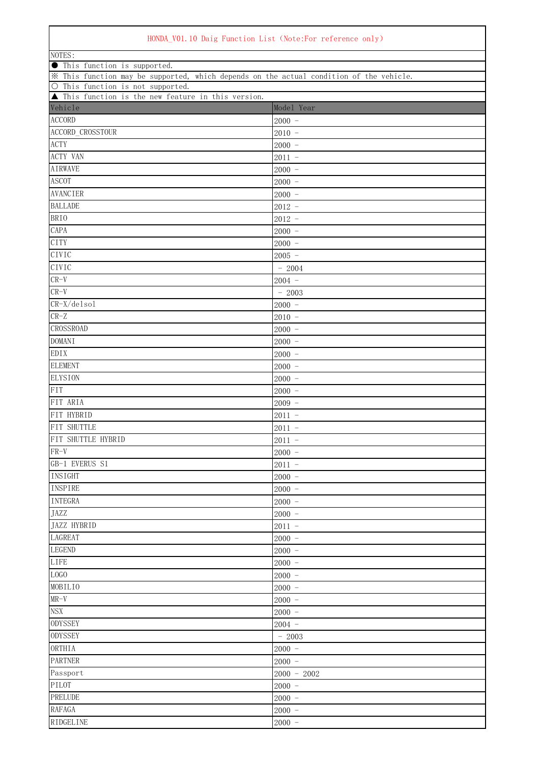HONDA_V01.10 Daig Function List (Note:For reference only)

NOTES:

● This function is supported.

※ This function may be supported, which depends on the actual condition of the vehicle.

○ This function is not supported.

▲ This function is the new feature in this version.

| Vehicle | Model Year |
|---|---|
| ACCORD | 2000 - |
| ACCORD_CROSSTOUR | 2010 - |
| ACTY | 2000 - |
| ACTY VAN | 2011 - |
| AIRWAVE | 2000 - |
| ASCOT | 2000 - |
| AVANCIER | 2000 - |
| BALLADE | 2012 - |
| BRIO | 2012 - |
| CAPA | 2000 - |
| CITY | 2000 - |
| CIVIC | 2005 - |
| CIVIC | - 2004 |
| CR-V | 2004 - |
| CR-V | - 2003 |
| CR-X/delsol | 2000 - |
| CR-Z | 2010 - |
| CROSSROAD | 2000 - |
| DOMANI | 2000 - |
| EDIX | 2000 - |
| ELEMENT | 2000 - |
| ELYSION | 2000 - |
| FIT | 2000 - |
| FIT ARIA | 2009 - |
| FIT HYBRID | 2011 - |
| FIT SHUTTLE | 2011 - |
| FIT SHUTTLE HYBRID | 2011 - |
| FR-V | 2000 - |
| GB-1 EVERUS S1 | 2011 - |
| INSIGHT | 2000 - |
| INSPIRE | 2000 - |
| INTEGRA | 2000 - |
| JAZZ | 2000 - |
| JAZZ HYBRID | 2011 - |
| LAGREAT | 2000 - |
| LEGEND | 2000 - |
| LIFE | 2000 - |
| LOGO | 2000 - |
| MOBILIO | 2000 - |
| MR-V | 2000 - |
| NSX | 2000 - |
| ODYSSEY | 2004 - |
| ODYSSEY | - 2003 |
| ORTHIA | 2000 - |
| PARTNER | 2000 - |
| Passport | 2000 - 2002 |
| PILOT | 2000 - |
| PRELUDE | 2000 - |
| RAFAGA | 2000 - |
| RIDGELINE | 2000 - |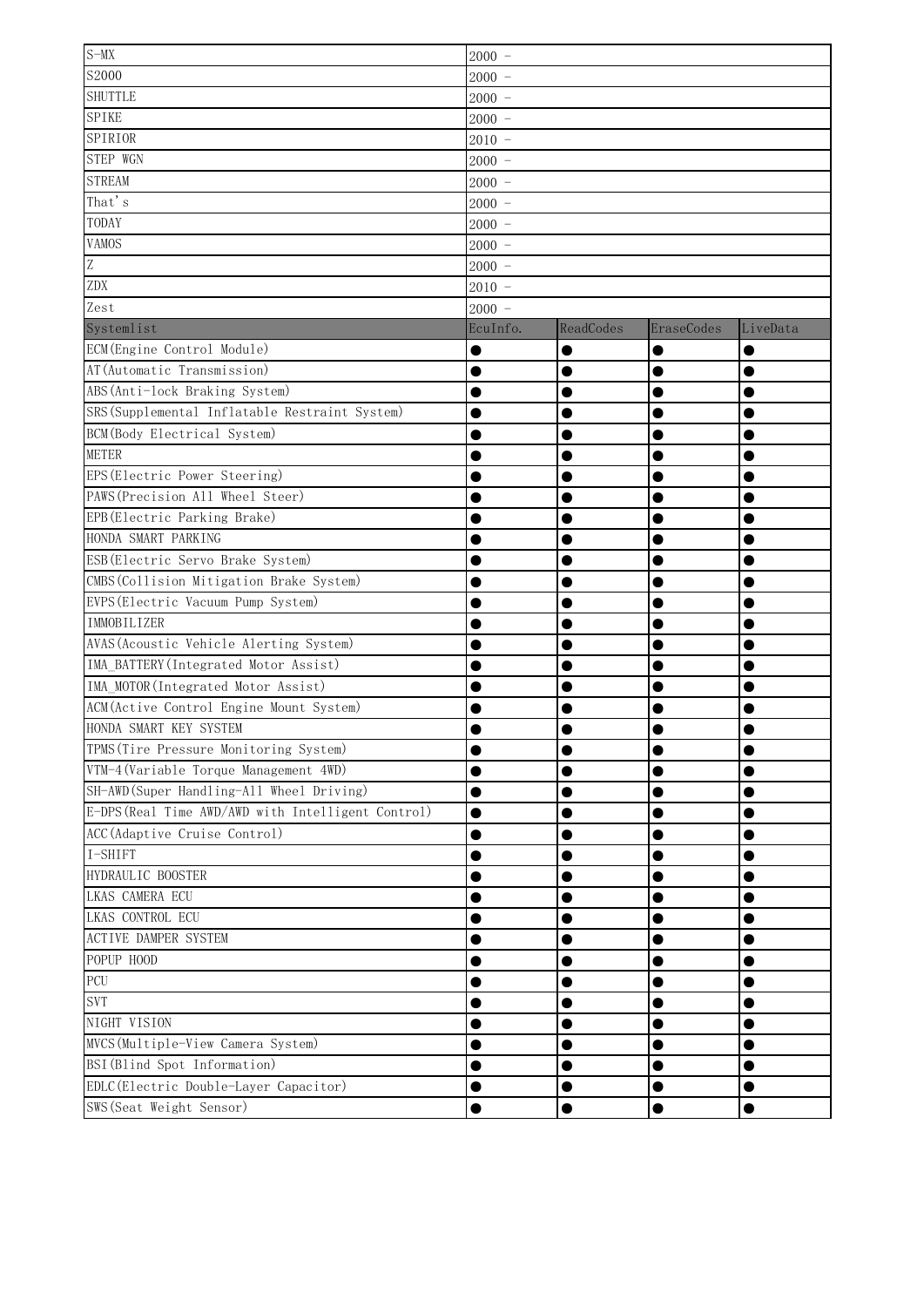| | | | | |
|---|---|---|---|---|
| S-MX | 2000 - | | | |
| S2000 | 2000 - | | | |
| SHUTTLE | 2000 - | | | |
| SPIKE | 2000 - | | | |
| SPIRIOR | 2010 - | | | |
| STEP WGN | 2000 - | | | |
| STREAM | 2000 - | | | |
| That's | 2000 - | | | |
| TODAY | 2000 - | | | |
| VAMOS | 2000 - | | | |
| Z | 2000 - | | | |
| ZDX | 2010 - | | | |
| Zest | 2000 - | | | |
| Systemlist | EcuInfo. | ReadCodes | EraseCodes | LiveData |
| ECM(Engine Control Module) | ● | ● | ● | ● |
| AT(Automatic Transmission) | ● | ● | ● | ● |
| ABS(Anti-lock Braking System) | ● | ● | ● | ● |
| SRS(Supplemental Inflatable Restraint System) | ● | ● | ● | ● |
| BCM(Body Electrical System) | ● | ● | ● | ● |
| METER | ● | ● | ● | ● |
| EPS(Electric Power Steering) | ● | ● | ● | ● |
| PAWS(Precision All Wheel Steer) | ● | ● | ● | ● |
| EPB(Electric Parking Brake) | ● | ● | ● | ● |
| HONDA SMART PARKING | ● | ● | ● | ● |
| ESB(Electric Servo Brake System) | ● | ● | ● | ● |
| CMBS(Collision Mitigation Brake System) | ● | ● | ● | ● |
| EVPS(Electric Vacuum Pump System) | ● | ● | ● | ● |
| IMMOBILIZER | ● | ● | ● | ● |
| AVAS(Acoustic Vehicle Alerting System) | ● | ● | ● | ● |
| IMA_BATTERY(Integrated Motor Assist) | ● | ● | ● | ● |
| IMA_MOTOR(Integrated Motor Assist) | ● | ● | ● | ● |
| ACM(Active Control Engine Mount System) | ● | ● | ● | ● |
| HONDA SMART KEY SYSTEM | ● | ● | ● | ● |
| TPMS(Tire Pressure Monitoring System) | ● | ● | ● | ● |
| VTM-4(Variable Torque Management 4WD) | ● | ● | ● | ● |
| SH-AWD(Super Handling-All Wheel Driving) | ● | ● | ● | ● |
| E-DPS(Real Time AWD/AWD with Intelligent Control) | ● | ● | ● | ● |
| ACC(Adaptive Cruise Control) | ● | ● | ● | ● |
| I-SHIFT | ● | ● | ● | ● |
| HYDRAULIC BOOSTER | ● | ● | ● | ● |
| LKAS CAMERA ECU | ● | ● | ● | ● |
| LKAS CONTROL ECU | ● | ● | ● | ● |
| ACTIVE DAMPER SYSTEM | ● | ● | ● | ● |
| POPUP HOOD | ● | ● | ● | ● |
| PCU | ● | ● | ● | ● |
| SVT | ● | ● | ● | ● |
| NIGHT VISION | ● | ● | ● | ● |
| MVCS(Multiple-View Camera System) | ● | ● | ● | ● |
| BSI(Blind Spot Information) | ● | ● | ● | ● |
| EDLC(Electric Double-Layer Capacitor) | ● | ● | ● | ● |
| SWS(Seat Weight Sensor) | ● | ● | ● | ● |